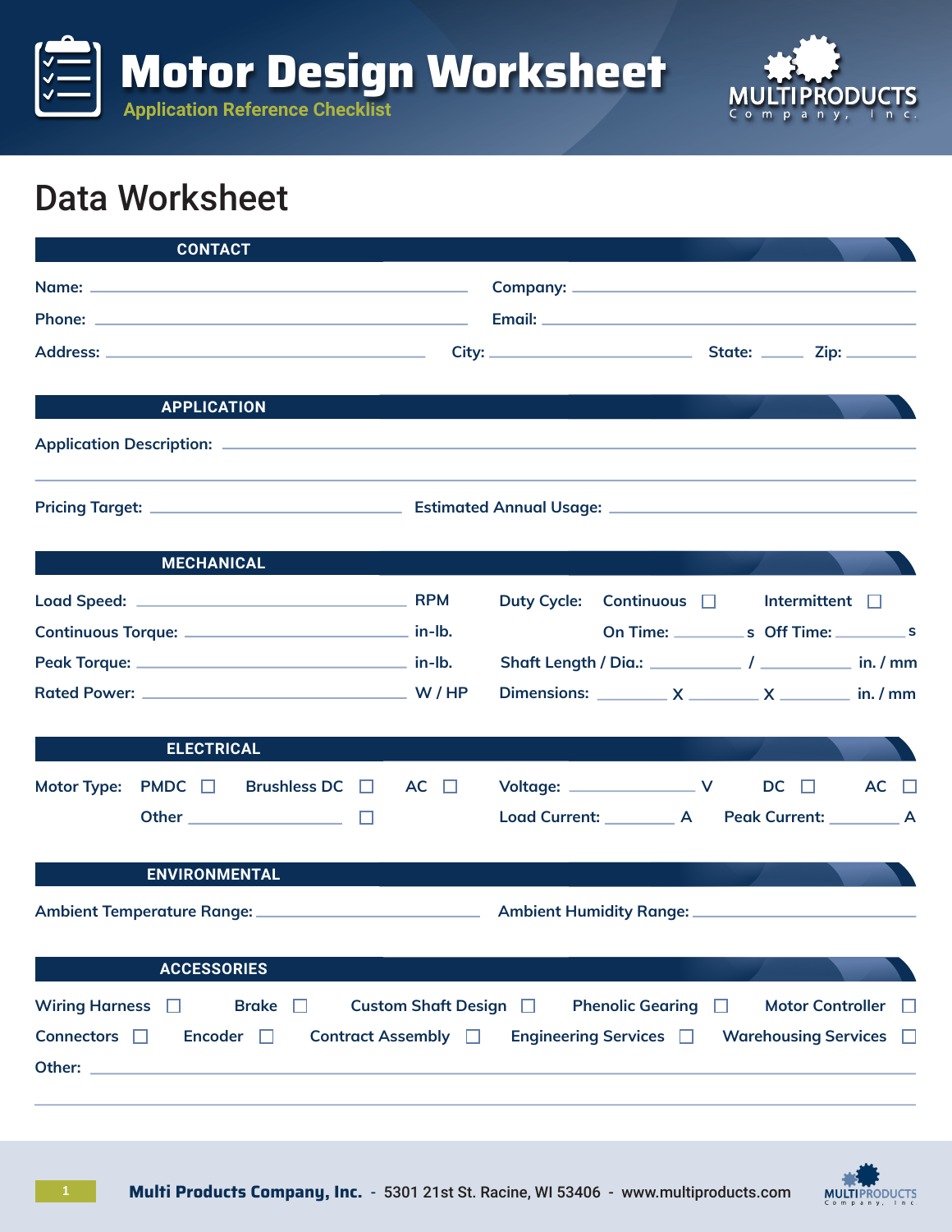# Motor Design Worksheet

Application Reference Checklist

MULTIPRODUCTS Company, Inc.

## Data Worksheet

### CONTACT

Name: ______________________ Company: ______________________

Phone: ______________________ Email: ______________________

Address: ______________________ City: ______________ State: ______ Zip: ________

### APPLICATION

Application Description: ______________________

______________________

Pricing Target: ______________________ Estimated Annual Usage: ______________________

### MECHANICAL

Load Speed: ______________________ RPM

Continuous Torque: ______________________ in-lb.

Peak Torque: ______________________ in-lb.

Rated Power: ______________________ W / HP

Duty Cycle: Continuous ☐ Intermittent ☐

On Time: ________ s Off Time: ________ s

Shaft Length / Dia.: ________ / ________ in. / mm

Dimensions: ________ X ________ X ________ in. / mm

### ELECTRICAL

Motor Type: PMDC ☐ Brushless DC ☐ AC ☐

Other ______________ ☐

Voltage: ______________ V DC ☐ AC ☐

Load Current: ________ A Peak Current: ________ A

### ENVIRONMENTAL

Ambient Temperature Range: ______________________ Ambient Humidity Range: ______________________

### ACCESSORIES

Wiring Harness ☐ Brake ☐ Custom Shaft Design ☐ Phenolic Gearing ☐ Motor Controller ☐

Connectors ☐ Encoder ☐ Contract Assembly ☐ Engineering Services ☐ Warehousing Services ☐

Other: ______________________

______________________

**Multi Products Company, Inc.** - 5301 21st St. Racine, WI 53406 - www.multiproducts.com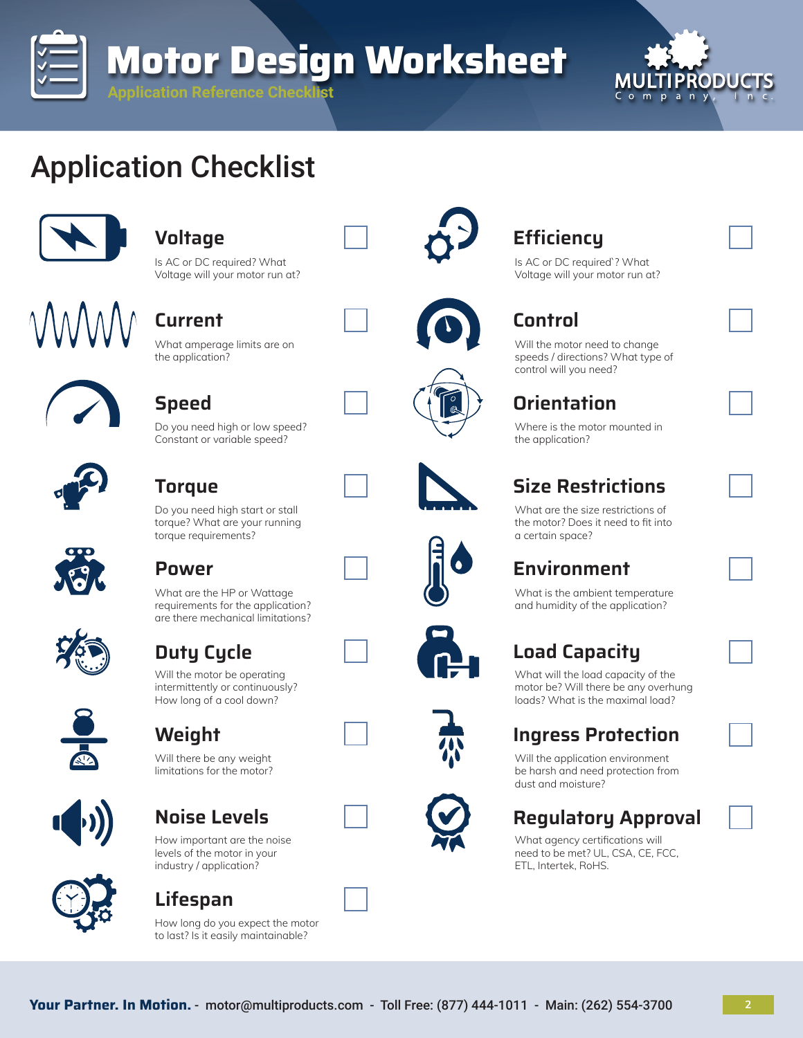# Motor Design Worksheet

Application Reference Checklist

MULTIPRODUCTS Company, Inc.

## Application Checklist

### Voltage

Is AC or DC required? What Voltage will your motor run at?

### Current

What amperage limits are on the application?

### Speed

Do you need high or low speed? Constant or variable speed?

### Torque

Do you need high start or stall torque? What are your running torque requirements?

### Power

What are the HP or Wattage requirements for the application? are there mechanical limitations?

### Duty Cycle

Will the motor be operating intermittently or continuously? How long of a cool down?

### Weight

Will there be any weight limitations for the motor?

### Noise Levels

How important are the noise levels of the motor in your industry / application?

### Lifespan

How long do you expect the motor to last? Is it easily maintainable?

### Efficiency

Is AC or DC required`? What Voltage will your motor run at?

### Control

Will the motor need to change speeds / directions? What type of control will you need?

### Orientation

Where is the motor mounted in the application?

### Size Restrictions

What are the size restrictions of the motor? Does it need to fit into a certain space?

### Environment

What is the ambient temperature and humidity of the application?

### Load Capacity

What will the load capacity of the motor be? Will there be any overhung loads? What is the maximal load?

### Ingress Protection

Will the application environment be harsh and need protection from dust and moisture?

### Regulatory Approval

What agency certifications will need to be met? UL, CSA, CE, FCC, ETL, Intertek, RoHS.

**Your Partner. In Motion.** - motor@multiproducts.com - Toll Free: (877) 444-1011 - Main: (262) 554-3700